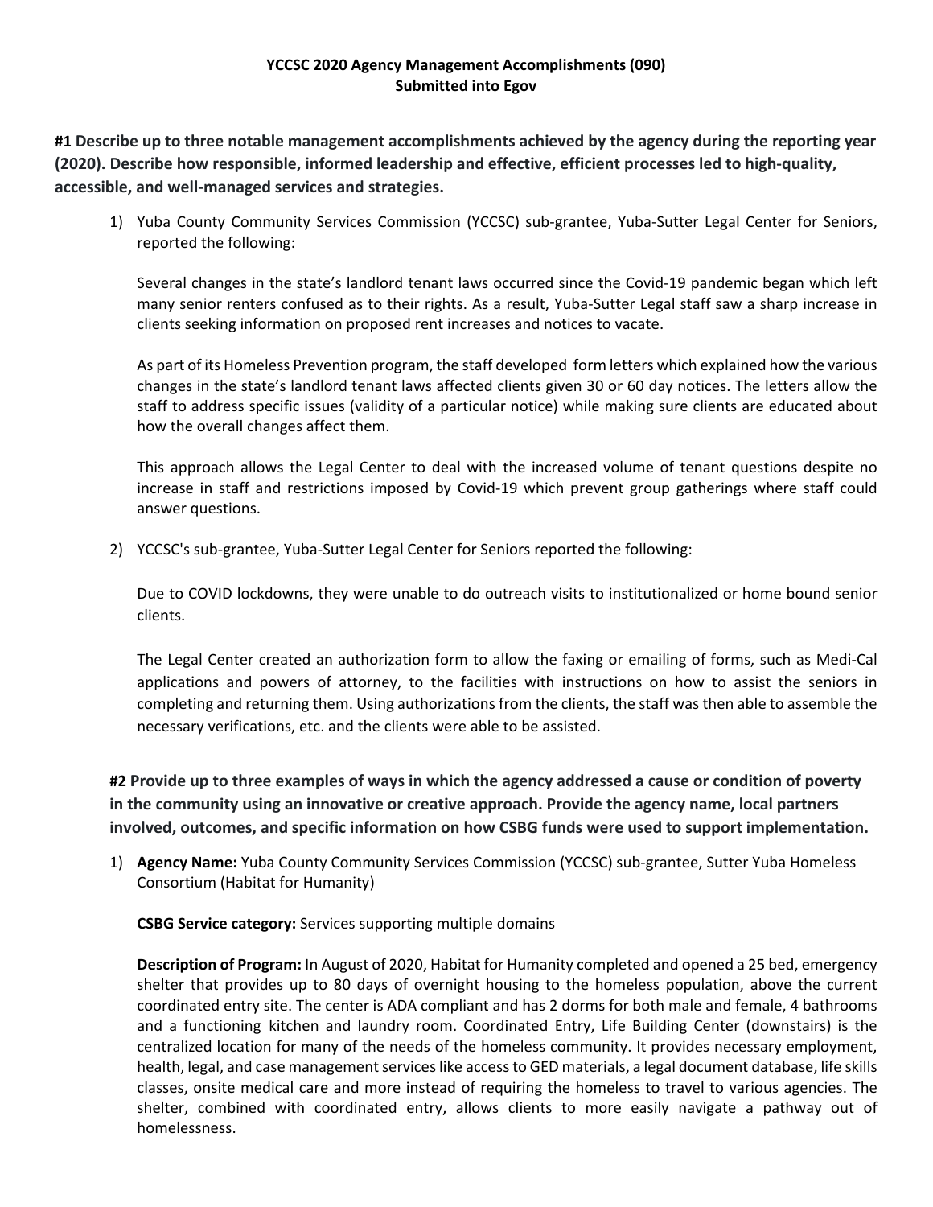**YCCSC 2020 Agency Management Accomplishments (090)**
**Submitted into Egov**

**#1 Describe up to three notable management accomplishments achieved by the agency during the reporting year (2020). Describe how responsible, informed leadership and effective, efficient processes led to high-quality, accessible, and well-managed services and strategies.**

1) Yuba County Community Services Commission (YCCSC) sub-grantee, Yuba-Sutter Legal Center for Seniors, reported the following:

   Several changes in the state's landlord tenant laws occurred since the Covid-19 pandemic began which left many senior renters confused as to their rights. As a result, Yuba-Sutter Legal staff saw a sharp increase in clients seeking information on proposed rent increases and notices to vacate.

   As part of its Homeless Prevention program, the staff developed form letters which explained how the various changes in the state's landlord tenant laws affected clients given 30 or 60 day notices. The letters allow the staff to address specific issues (validity of a particular notice) while making sure clients are educated about how the overall changes affect them.

   This approach allows the Legal Center to deal with the increased volume of tenant questions despite no increase in staff and restrictions imposed by Covid-19 which prevent group gatherings where staff could answer questions.

2) YCCSC's sub-grantee, Yuba-Sutter Legal Center for Seniors reported the following:

   Due to COVID lockdowns, they were unable to do outreach visits to institutionalized or home bound senior clients.

   The Legal Center created an authorization form to allow the faxing or emailing of forms, such as Medi-Cal applications and powers of attorney, to the facilities with instructions on how to assist the seniors in completing and returning them. Using authorizations from the clients, the staff was then able to assemble the necessary verifications, etc. and the clients were able to be assisted.

**#2 Provide up to three examples of ways in which the agency addressed a cause or condition of poverty in the community using an innovative or creative approach. Provide the agency name, local partners involved, outcomes, and specific information on how CSBG funds were used to support implementation.**

1) **Agency Name:** Yuba County Community Services Commission (YCCSC) sub-grantee, Sutter Yuba Homeless Consortium (Habitat for Humanity)

   **CSBG Service category:** Services supporting multiple domains

   **Description of Program:** In August of 2020, Habitat for Humanity completed and opened a 25 bed, emergency shelter that provides up to 80 days of overnight housing to the homeless population, above the current coordinated entry site. The center is ADA compliant and has 2 dorms for both male and female, 4 bathrooms and a functioning kitchen and laundry room. Coordinated Entry, Life Building Center (downstairs) is the centralized location for many of the needs of the homeless community. It provides necessary employment, health, legal, and case management services like access to GED materials, a legal document database, life skills classes, onsite medical care and more instead of requiring the homeless to travel to various agencies. The shelter, combined with coordinated entry, allows clients to more easily navigate a pathway out of homelessness.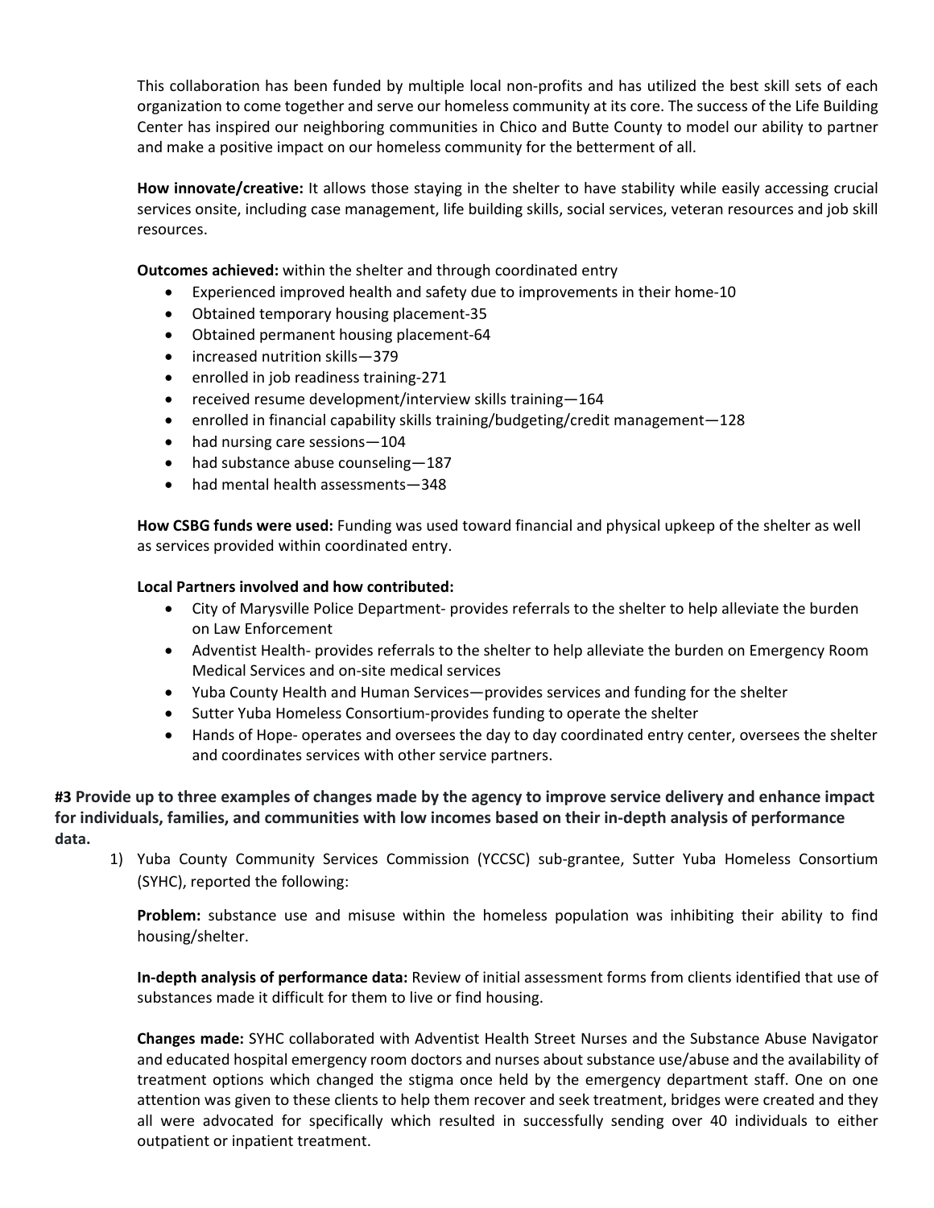This collaboration has been funded by multiple local non-profits and has utilized the best skill sets of each organization to come together and serve our homeless community at its core. The success of the Life Building Center has inspired our neighboring communities in Chico and Butte County to model our ability to partner and make a positive impact on our homeless community for the betterment of all.

**How innovate/creative:** It allows those staying in the shelter to have stability while easily accessing crucial services onsite, including case management, life building skills, social services, veteran resources and job skill resources.

**Outcomes achieved:** within the shelter and through coordinated entry

- Experienced improved health and safety due to improvements in their home-10
- Obtained temporary housing placement-35
- Obtained permanent housing placement-64
- increased nutrition skills—379
- enrolled in job readiness training-271
- received resume development/interview skills training—164
- enrolled in financial capability skills training/budgeting/credit management—128
- had nursing care sessions—104
- had substance abuse counseling—187
- had mental health assessments—348

**How CSBG funds were used:** Funding was used toward financial and physical upkeep of the shelter as well as services provided within coordinated entry.

**Local Partners involved and how contributed:**

- City of Marysville Police Department- provides referrals to the shelter to help alleviate the burden on Law Enforcement
- Adventist Health- provides referrals to the shelter to help alleviate the burden on Emergency Room Medical Services and on-site medical services
- Yuba County Health and Human Services—provides services and funding for the shelter
- Sutter Yuba Homeless Consortium-provides funding to operate the shelter
- Hands of Hope- operates and oversees the day to day coordinated entry center, oversees the shelter and coordinates services with other service partners.

**#3 Provide up to three examples of changes made by the agency to improve service delivery and enhance impact for individuals, families, and communities with low incomes based on their in-depth analysis of performance data.**

1) Yuba County Community Services Commission (YCCSC) sub-grantee, Sutter Yuba Homeless Consortium (SYHC), reported the following:

   **Problem:** substance use and misuse within the homeless population was inhibiting their ability to find housing/shelter.

   **In-depth analysis of performance data:** Review of initial assessment forms from clients identified that use of substances made it difficult for them to live or find housing.

   **Changes made:** SYHC collaborated with Adventist Health Street Nurses and the Substance Abuse Navigator and educated hospital emergency room doctors and nurses about substance use/abuse and the availability of treatment options which changed the stigma once held by the emergency department staff. One on one attention was given to these clients to help them recover and seek treatment, bridges were created and they all were advocated for specifically which resulted in successfully sending over 40 individuals to either outpatient or inpatient treatment.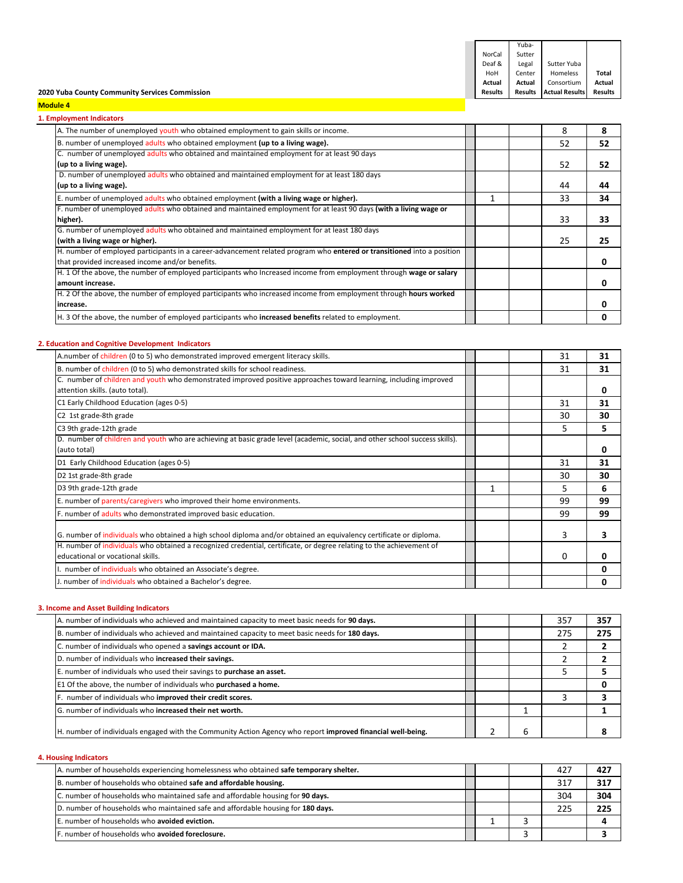**2020 Yuba County Community Services Commission**

**Module 4**

**1. Employment Indicators**

| Indicator | NorCal Deaf & HoH Actual Results | Yuba-Sutter Legal Center Actual Results | Sutter Yuba Homeless Consortium Actual Results | Total Actual Results |
|---|---|---|---|---|
| A. The number of unemployed youth who obtained employment to gain skills or income. | | | 8 | **8** |
| B. number of unemployed adults who obtained employment **(up to a living wage).** | | | 52 | **52** |
| C. number of unemployed adults who obtained and maintained employment for at least 90 days **(up to a living wage).** | | | 52 | **52** |
| D. number of unemployed adults who obtained and maintained employment for at least 180 days **(up to a living wage).** | | | 44 | **44** |
| E. number of unemployed adults who obtained employment **(with a living wage or higher).** | 1 | | 33 | **34** |
| F. number of unemployed adults who obtained and maintained employment for at least 90 days **(with a living wage or higher).** | | | 33 | **33** |
| G. number of unemployed adults who obtained and maintained employment for at least 180 days **(with a living wage or higher).** | | | 25 | **25** |
| H. number of employed participants in a career-advancement related program who **entered or transitioned** into a position that provided increased income and/or benefits. | | | | **0** |
| H. 1 Of the above, the number of employed participants who Increased income from employment through **wage or salary amount increase.** | | | | **0** |
| H. 2 Of the above, the number of employed participants who increased income from employment through **hours worked increase.** | | | | **0** |
| H. 3 Of the above, the number of employed participants who **increased benefits** related to employment. | | | | **0** |

**2. Education and Cognitive Development Indicators**

| Indicator | NorCal Deaf & HoH Actual Results | Yuba-Sutter Legal Center Actual Results | Sutter Yuba Homeless Consortium Actual Results | Total Actual Results |
|---|---|---|---|---|
| A.number of children (0 to 5) who demonstrated improved emergent literacy skills. | | | 31 | **31** |
| B. number of children (0 to 5) who demonstrated skills for school readiness. | | | 31 | **31** |
| C. number of children and youth who demonstrated improved positive approaches toward learning, including improved attention skills. (auto total). | | | | **0** |
| C1 Early Childhood Education (ages 0-5) | | | 31 | **31** |
| C2 1st grade-8th grade | | | 30 | **30** |
| C3 9th grade-12th grade | | | 5 | **5** |
| D. number of children and youth who are achieving at basic grade level (academic, social, and other school success skills). (auto total) | | | | **0** |
| D1 Early Childhood Education (ages 0-5) | | | 31 | **31** |
| D2 1st grade-8th grade | | | 30 | **30** |
| D3 9th grade-12th grade | 1 | | 5 | **6** |
| E. number of parents/caregivers who improved their home environments. | | | 99 | **99** |
| F. number of adults who demonstrated improved basic education. | | | 99 | **99** |
| G. number of individuals who obtained a high school diploma and/or obtained an equivalency certificate or diploma. | | | 3 | **3** |
| H. number of individuals who obtained a recognized credential, certificate, or degree relating to the achievement of educational or vocational skills. | | | 0 | **0** |
| I. number of individuals who obtained an Associate's degree. | | | | **0** |
| J. number of individuals who obtained a Bachelor's degree. | | | | **0** |

**3. Income and Asset Building Indicators**

| Indicator | NorCal Deaf & HoH Actual Results | Yuba-Sutter Legal Center Actual Results | Sutter Yuba Homeless Consortium Actual Results | Total Actual Results |
|---|---|---|---|---|
| A. number of individuals who achieved and maintained capacity to meet basic needs for **90 days.** | | | 357 | **357** |
| B. number of individuals who achieved and maintained capacity to meet basic needs for **180 days.** | | | 275 | **275** |
| C. number of individuals who opened a **savings account or IDA.** | | | 2 | **2** |
| D. number of individuals who **increased their savings.** | | | 2 | **2** |
| E. number of individuals who used their savings to **purchase an asset.** | | | 5 | **5** |
| E1 Of the above, the number of individuals who **purchased a home.** | | | | **0** |
| F. number of individuals who **improved their credit scores.** | | | 3 | **3** |
| G. number of individuals who **increased their net worth.** | | 1 | | **1** |
| H. number of individuals engaged with the Community Action Agency who report **improved financial well-being.** | 2 | 6 | | **8** |

**4. Housing Indicators**

| Indicator | NorCal Deaf & HoH Actual Results | Yuba-Sutter Legal Center Actual Results | Sutter Yuba Homeless Consortium Actual Results | Total Actual Results |
|---|---|---|---|---|
| A. number of households experiencing homelessness who obtained **safe temporary shelter.** | | | 427 | **427** |
| B. number of households who obtained **safe and affordable housing.** | | | 317 | **317** |
| C. number of households who maintained safe and affordable housing for **90 days.** | | | 304 | **304** |
| D. number of households who maintained safe and affordable housing for **180 days.** | | | 225 | **225** |
| E. number of households who **avoided eviction.** | 1 | 3 | | **4** |
| F. number of households who **avoided foreclosure.** | | 3 | | **3** |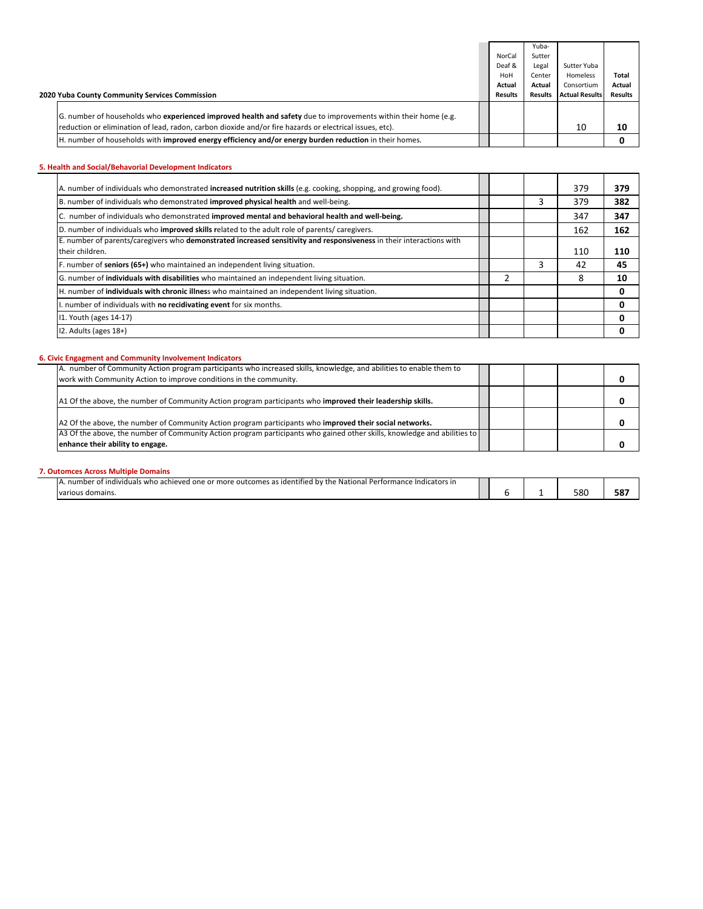| 2020 Yuba County Community Services Commission | | NorCal Deaf & HoH **Actual Results** | Yuba-Sutter Legal Center **Actual Results** | Sutter Yuba Homeless Consortium **Actual Results** | **Total Actual Results** |
|---|---|---|---|---|---|
| G. number of households who **experienced improved health and safety** due to improvements within their home (e.g. reduction or elimination of lead, radon, carbon dioxide and/or fire hazards or electrical issues, etc). | | | | 10 | **10** |
| H. number of households with **improved energy efficiency and/or energy burden reduction** in their homes. | | | | | **0** |

**5. Health and Social/Behavorial Development Indicators**

| Indicator | | NorCal Deaf & HoH | Yuba-Sutter Legal Center | Sutter Yuba Homeless Consortium | Total |
|---|---|---|---|---|---|
| A. number of individuals who demonstrated **increased nutrition skills** (e.g. cooking, shopping, and growing food). | | | | 379 | **379** |
| B. number of individuals who demonstrated **improved physical health** and well-being. | | | 3 | 379 | **382** |
| C. number of individuals who demonstrated **improved mental and behavioral health and well-being.** | | | | 347 | **347** |
| D. number of individuals who **improved skills r**elated to the adult role of parents/ caregivers. | | | | 162 | **162** |
| E. number of parents/caregivers who **demonstrated increased sensitivity and responsiveness** in their interactions with their children. | | | | 110 | **110** |
| F. number of **seniors (65+)** who maintained an independent living situation. | | | 3 | 42 | **45** |
| G. number of **individuals with disabilities** who maintained an independent living situation. | | 2 | | 8 | **10** |
| H. number of **individuals with chronic illnes**s who maintained an independent living situation. | | | | | **0** |
| I. number of individuals with **no recidivating event** for six months. | | | | | **0** |
| I1. Youth (ages 14-17) | | | | | **0** |
| I2. Adults (ages 18+) | | | | | **0** |

**6. Civic Engagment and Community Involvement Indicators**

| Indicator | | NorCal Deaf & HoH | Yuba-Sutter Legal Center | Sutter Yuba Homeless Consortium | Total |
|---|---|---|---|---|---|
| A. number of Community Action program participants who increased skills, knowledge, and abilities to enable them to work with Community Action to improve conditions in the community. | | | | | **0** |
| A1 Of the above, the number of Community Action program participants who **improved their leadership skills.** | | | | | **0** |
| A2 Of the above, the number of Community Action program participants who **improved their social networks.** | | | | | **0** |
| A3 Of the above, the number of Community Action program participants who gained other skills, knowledge and abilities to **enhance their ability to engage.** | | | | | **0** |

**7. Outomces Across Multiple Domains**

| Indicator | | NorCal Deaf & HoH | Yuba-Sutter Legal Center | Sutter Yuba Homeless Consortium | Total |
|---|---|---|---|---|---|
| A. number of individuals who achieved one or more outcomes as identified by the National Performance Indicators in various domains. | | 6 | 1 | 580 | **587** |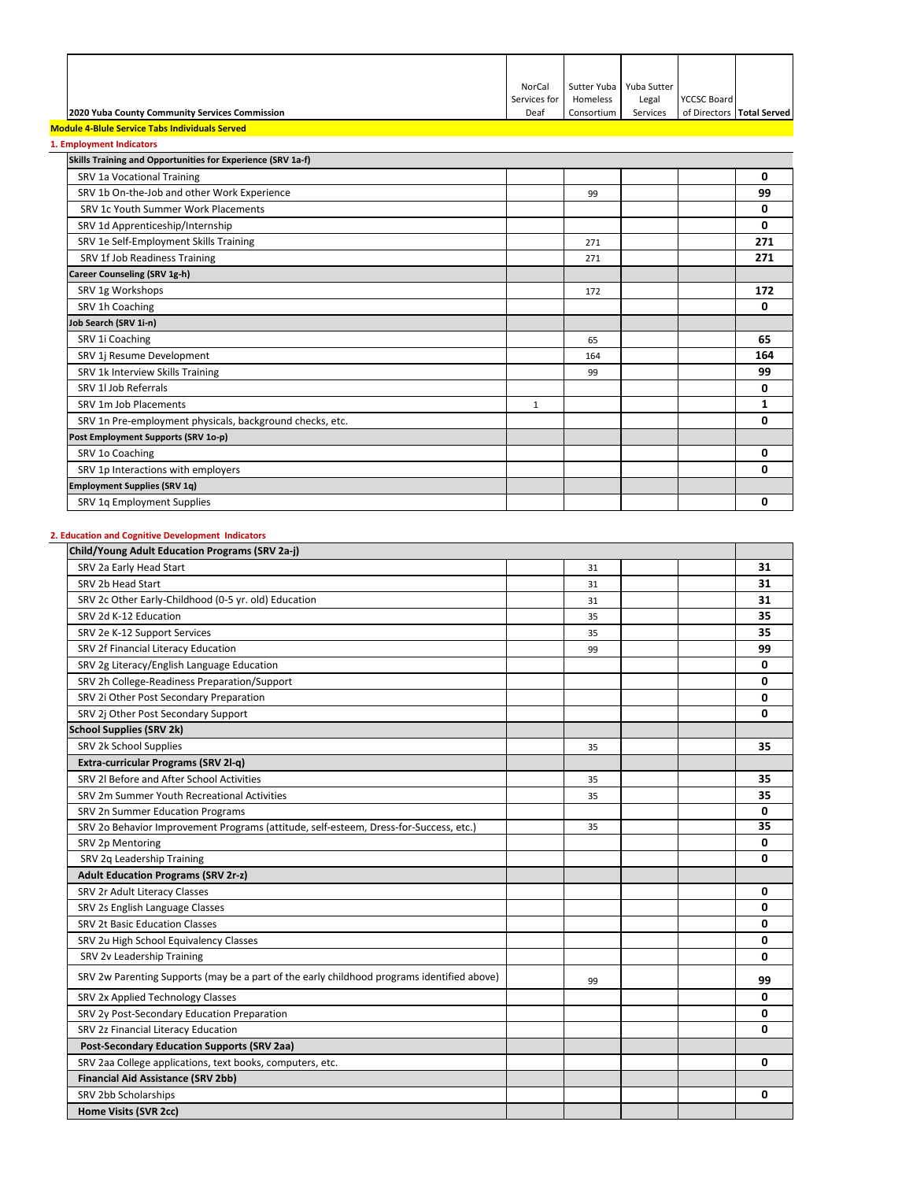| 2020 Yuba County Community Services Commission | NorCal Services for Deaf | Sutter Yuba Homeless Consortium | Yuba Sutter Legal Services | YCCSC Board of Directors | Total Served |
|---|---|---|---|---|---|
| **Module 4-Blule Service Tabs Individuals Served** | | | | | |
| **1. Employment Indicators** | | | | | |
| **Skills Training and Opportunities for Experience (SRV 1a-f)** | | | | | |
| SRV 1a Vocational Training | | | | | **0** |
| SRV 1b On-the-Job and other Work Experience | | 99 | | | **99** |
| SRV 1c Youth Summer Work Placements | | | | | **0** |
| SRV 1d Apprenticeship/Internship | | | | | **0** |
| SRV 1e Self-Employment Skills Training | | 271 | | | **271** |
| SRV 1f Job Readiness Training | | 271 | | | **271** |
| **Career Counseling (SRV 1g-h)** | | | | | |
| SRV 1g Workshops | | 172 | | | **172** |
| SRV 1h Coaching | | | | | **0** |
| **Job Search (SRV 1i-n)** | | | | | |
| SRV 1i Coaching | | 65 | | | **65** |
| SRV 1j Resume Development | | 164 | | | **164** |
| SRV 1k Interview Skills Training | | 99 | | | **99** |
| SRV 1l Job Referrals | | | | | **0** |
| SRV 1m Job Placements | 1 | | | | **1** |
| SRV 1n Pre-employment physicals, background checks, etc. | | | | | **0** |
| **Post Employment Supports (SRV 1o-p)** | | | | | |
| SRV 1o Coaching | | | | | **0** |
| SRV 1p Interactions with employers | | | | | **0** |
| **Employment Supplies (SRV 1q)** | | | | | |
| SRV 1q Employment Supplies | | | | | **0** |

**2. Education and Cognitive Development Indicators**

| Program | NorCal Services for Deaf | Sutter Yuba Homeless Consortium | Yuba Sutter Legal Services | YCCSC Board of Directors | Total Served |
|---|---|---|---|---|---|
| **Child/Young Adult Education Programs (SRV 2a-j)** | | | | | |
| SRV 2a Early Head Start | | 31 | | | **31** |
| SRV 2b Head Start | | 31 | | | **31** |
| SRV 2c Other Early-Childhood (0-5 yr. old) Education | | 31 | | | **31** |
| SRV 2d K-12 Education | | 35 | | | **35** |
| SRV 2e K-12 Support Services | | 35 | | | **35** |
| SRV 2f Financial Literacy Education | | 99 | | | **99** |
| SRV 2g Literacy/English Language Education | | | | | **0** |
| SRV 2h College-Readiness Preparation/Support | | | | | **0** |
| SRV 2i Other Post Secondary Preparation | | | | | **0** |
| SRV 2j Other Post Secondary Support | | | | | **0** |
| **School Supplies (SRV 2k)** | | | | | |
| SRV 2k School Supplies | | 35 | | | **35** |
| **Extra-curricular Programs (SRV 2l-q)** | | | | | |
| SRV 2l Before and After School Activities | | 35 | | | **35** |
| SRV 2m Summer Youth Recreational Activities | | 35 | | | **35** |
| SRV 2n Summer Education Programs | | | | | **0** |
| SRV 2o Behavior Improvement Programs (attitude, self-esteem, Dress-for-Success, etc.) | | 35 | | | **35** |
| SRV 2p Mentoring | | | | | **0** |
| SRV 2q Leadership Training | | | | | **0** |
| **Adult Education Programs (SRV 2r-z)** | | | | | |
| SRV 2r Adult Literacy Classes | | | | | **0** |
| SRV 2s English Language Classes | | | | | **0** |
| SRV 2t Basic Education Classes | | | | | **0** |
| SRV 2u High School Equivalency Classes | | | | | **0** |
| SRV 2v Leadership Training | | | | | **0** |
| SRV 2w Parenting Supports (may be a part of the early childhood programs identified above) | | 99 | | | **99** |
| SRV 2x Applied Technology Classes | | | | | **0** |
| SRV 2y Post-Secondary Education Preparation | | | | | **0** |
| SRV 2z Financial Literacy Education | | | | | **0** |
| **Post-Secondary Education Supports (SRV 2aa)** | | | | | |
| SRV 2aa College applications, text books, computers, etc. | | | | | **0** |
| **Financial Aid Assistance (SRV 2bb)** | | | | | |
| SRV 2bb Scholarships | | | | | **0** |
| **Home Visits (SVR 2cc)** | | | | | |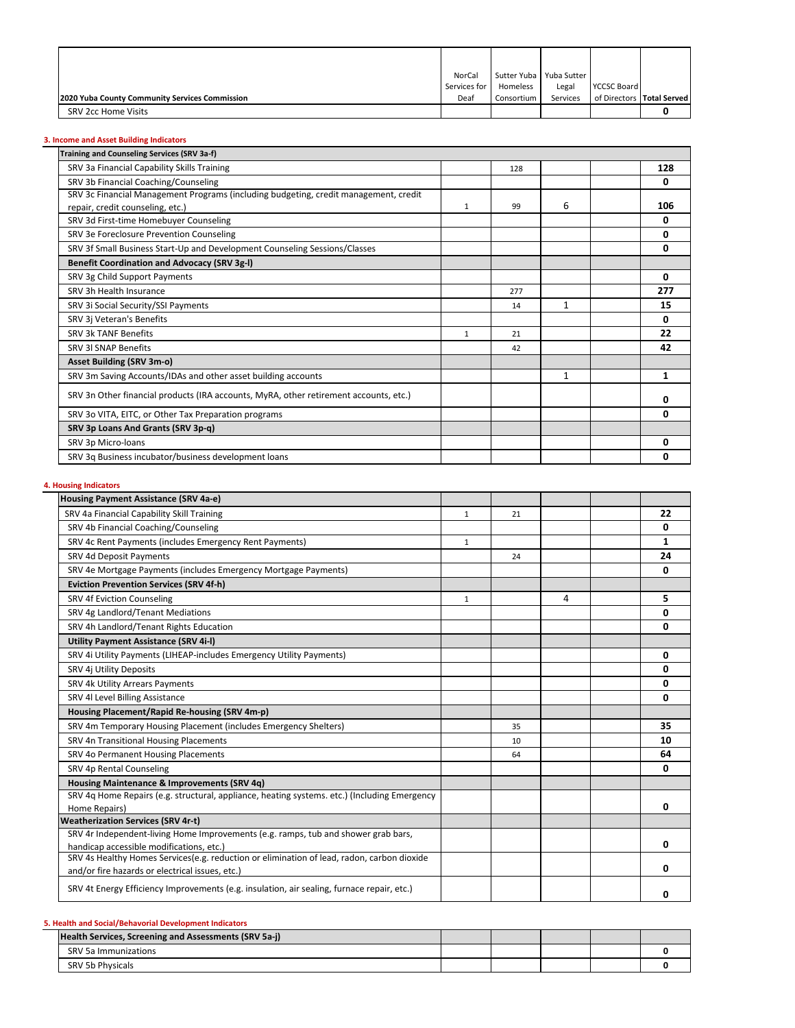| 2020 Yuba County Community Services Commission | NorCal Services for Deaf | Sutter Yuba Homeless Consortium | Yuba Sutter Legal Services | YCCSC Board of Directors | Total Served |
|---|---|---|---|---|---|
| SRV 2cc Home Visits | | | | | 0 |

**3. Income and Asset Building Indicators**

| Training and Counseling Services (SRV 3a-f) | | | | | |
|---|---|---|---|---|---|
| SRV 3a Financial Capability Skills Training | | 128 | | | 128 |
| SRV 3b Financial Coaching/Counseling | | | | | 0 |
| SRV 3c Financial Management Programs (including budgeting, credit management, credit repair, credit counseling, etc.) | 1 | 99 | 6 | | 106 |
| SRV 3d First-time Homebuyer Counseling | | | | | 0 |
| SRV 3e Foreclosure Prevention Counseling | | | | | 0 |
| SRV 3f Small Business Start-Up and Development Counseling Sessions/Classes | | | | | 0 |
| **Benefit Coordination and Advocacy (SRV 3g-l)** | | | | | |
| SRV 3g Child Support Payments | | | | | 0 |
| SRV 3h Health Insurance | | 277 | | | 277 |
| SRV 3i Social Security/SSI Payments | | 14 | 1 | | 15 |
| SRV 3j Veteran's Benefits | | | | | 0 |
| SRV 3k TANF Benefits | 1 | 21 | | | 22 |
| SRV 3l SNAP Benefits | | 42 | | | 42 |
| **Asset Building (SRV 3m-o)** | | | | | |
| SRV 3m Saving Accounts/IDAs and other asset building accounts | | | 1 | | 1 |
| SRV 3n Other financial products (IRA accounts, MyRA, other retirement accounts, etc.) | | | | | 0 |
| SRV 3o VITA, EITC, or Other Tax Preparation programs | | | | | 0 |
| **SRV 3p Loans And Grants (SRV 3p-q)** | | | | | |
| SRV 3p Micro-loans | | | | | 0 |
| SRV 3q Business incubator/business development loans | | | | | 0 |

**4. Housing Indicators**

| Housing Payment Assistance (SRV 4a-e) | | | | | |
|---|---|---|---|---|---|
| SRV 4a Financial Capability Skill Training | 1 | 21 | | | 22 |
| SRV 4b Financial Coaching/Counseling | | | | | 0 |
| SRV 4c Rent Payments (includes Emergency Rent Payments) | 1 | | | | 1 |
| SRV 4d Deposit Payments | | 24 | | | 24 |
| SRV 4e Mortgage Payments (includes Emergency Mortgage Payments) | | | | | 0 |
| **Eviction Prevention Services (SRV 4f-h)** | | | | | |
| SRV 4f Eviction Counseling | 1 | | 4 | | 5 |
| SRV 4g Landlord/Tenant Mediations | | | | | 0 |
| SRV 4h Landlord/Tenant Rights Education | | | | | 0 |
| **Utility Payment Assistance (SRV 4i-l)** | | | | | |
| SRV 4i Utility Payments (LIHEAP-includes Emergency Utility Payments) | | | | | 0 |
| SRV 4j Utility Deposits | | | | | 0 |
| SRV 4k Utility Arrears Payments | | | | | 0 |
| SRV 4l Level Billing Assistance | | | | | 0 |
| **Housing Placement/Rapid Re-housing (SRV 4m-p)** | | | | | |
| SRV 4m Temporary Housing Placement (includes Emergency Shelters) | | 35 | | | 35 |
| SRV 4n Transitional Housing Placements | | 10 | | | 10 |
| SRV 4o Permanent Housing Placements | | 64 | | | 64 |
| SRV 4p Rental Counseling | | | | | 0 |
| **Housing Maintenance & Improvements (SRV 4q)** | | | | | |
| SRV 4q Home Repairs (e.g. structural, appliance, heating systems. etc.) (Including Emergency Home Repairs) | | | | | 0 |
| **Weatherization Services (SRV 4r-t)** | | | | | |
| SRV 4r Independent-living Home Improvements (e.g. ramps, tub and shower grab bars, handicap accessible modifications, etc.) | | | | | 0 |
| SRV 4s Healthy Homes Services(e.g. reduction or elimination of lead, radon, carbon dioxide and/or fire hazards or electrical issues, etc.) | | | | | 0 |
| SRV 4t Energy Efficiency Improvements (e.g. insulation, air sealing, furnace repair, etc.) | | | | | 0 |

**5. Health and Social/Behavorial Development Indicators**

| Health Services, Screening and Assessments (SRV 5a-j) | | | | | |
|---|---|---|---|---|---|
| SRV 5a Immunizations | | | | | 0 |
| SRV 5b Physicals | | | | | 0 |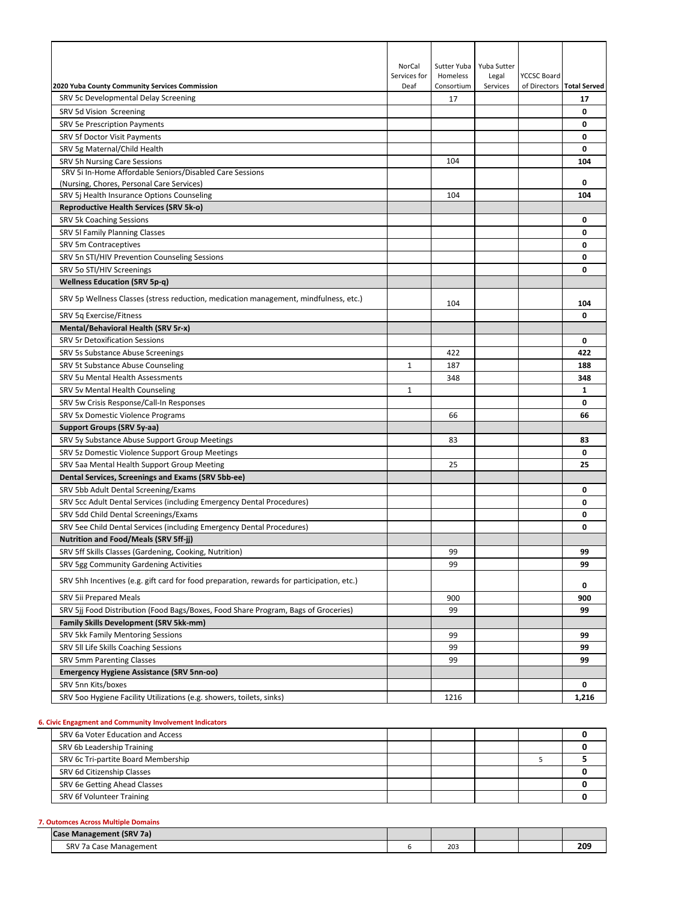| 2020 Yuba County Community Services Commission | NorCal Services for Deaf | Sutter Yuba Homeless Consortium | Yuba Sutter Legal Services | YCCSC Board of Directors | Total Served |
|---|---|---|---|---|---|
| SRV 5c Developmental Delay Screening | | 17 | | | **17** |
| SRV 5d Vision Screening | | | | | **0** |
| SRV 5e Prescription Payments | | | | | **0** |
| SRV 5f Doctor Visit Payments | | | | | **0** |
| SRV 5g Maternal/Child Health | | | | | **0** |
| SRV 5h Nursing Care Sessions | | 104 | | | **104** |
| SRV 5i In-Home Affordable Seniors/Disabled Care Sessions (Nursing, Chores, Personal Care Services) | | | | | **0** |
| SRV 5j Health Insurance Options Counseling | | 104 | | | **104** |
| **Reproductive Health Services (SRV 5k-o)** | | | | | |
| SRV 5k Coaching Sessions | | | | | **0** |
| SRV 5l Family Planning Classes | | | | | **0** |
| SRV 5m Contraceptives | | | | | **0** |
| SRV 5n STI/HIV Prevention Counseling Sessions | | | | | **0** |
| SRV 5o STI/HIV Screenings | | | | | **0** |
| **Wellness Education (SRV 5p-q)** | | | | | |
| SRV 5p Wellness Classes (stress reduction, medication management, mindfulness, etc.) | | 104 | | | **104** |
| SRV 5q Exercise/Fitness | | | | | **0** |
| **Mental/Behavioral Health (SRV 5r-x)** | | | | | |
| SRV 5r Detoxification Sessions | | | | | **0** |
| SRV 5s Substance Abuse Screenings | | 422 | | | **422** |
| SRV 5t Substance Abuse Counseling | 1 | 187 | | | **188** |
| SRV 5u Mental Health Assessments | | 348 | | | **348** |
| SRV 5v Mental Health Counseling | 1 | | | | **1** |
| SRV 5w Crisis Response/Call-In Responses | | | | | **0** |
| SRV 5x Domestic Violence Programs | | 66 | | | **66** |
| **Support Groups (SRV 5y-aa)** | | | | | |
| SRV 5y Substance Abuse Support Group Meetings | | 83 | | | **83** |
| SRV 5z Domestic Violence Support Group Meetings | | | | | **0** |
| SRV 5aa Mental Health Support Group Meeting | | 25 | | | **25** |
| **Dental Services, Screenings and Exams (SRV 5bb-ee)** | | | | | |
| SRV 5bb Adult Dental Screening/Exams | | | | | **0** |
| SRV 5cc Adult Dental Services (including Emergency Dental Procedures) | | | | | **0** |
| SRV 5dd Child Dental Screenings/Exams | | | | | **0** |
| SRV 5ee Child Dental Services (including Emergency Dental Procedures) | | | | | **0** |
| **Nutrition and Food/Meals (SRV 5ff-jj)** | | | | | |
| SRV 5ff Skills Classes (Gardening, Cooking, Nutrition) | | 99 | | | **99** |
| SRV 5gg Community Gardening Activities | | 99 | | | **99** |
| SRV 5hh Incentives (e.g. gift card for food preparation, rewards for participation, etc.) | | | | | **0** |
| SRV 5ii Prepared Meals | | 900 | | | **900** |
| SRV 5jj Food Distribution (Food Bags/Boxes, Food Share Program, Bags of Groceries) | | 99 | | | **99** |
| **Family Skills Development (SRV 5kk-mm)** | | | | | |
| SRV 5kk Family Mentoring Sessions | | 99 | | | **99** |
| SRV 5ll Life Skills Coaching Sessions | | 99 | | | **99** |
| SRV 5mm Parenting Classes | | 99 | | | **99** |
| **Emergency Hygiene Assistance (SRV 5nn-oo)** | | | | | |
| SRV 5nn Kits/boxes | | | | | **0** |
| SRV 5oo Hygiene Facility Utilizations (e.g. showers, toilets, sinks) | | 1216 | | | **1,216** |

**6. Civic Engagment and Community Involvement Indicators**

| | | | | | |
|---|---|---|---|---|---|
| SRV 6a Voter Education and Access | | | | | **0** |
| SRV 6b Leadership Training | | | | | **0** |
| SRV 6c Tri-partite Board Membership | | | | 5 | **5** |
| SRV 6d Citizenship Classes | | | | | **0** |
| SRV 6e Getting Ahead Classes | | | | | **0** |
| SRV 6f Volunteer Training | | | | | **0** |

**7. Outomces Across Multiple Domains**

| | | | | | |
|---|---|---|---|---|---|
| **Case Management (SRV 7a)** | | | | | |
| SRV 7a Case Management | 6 | 203 | | | **209** |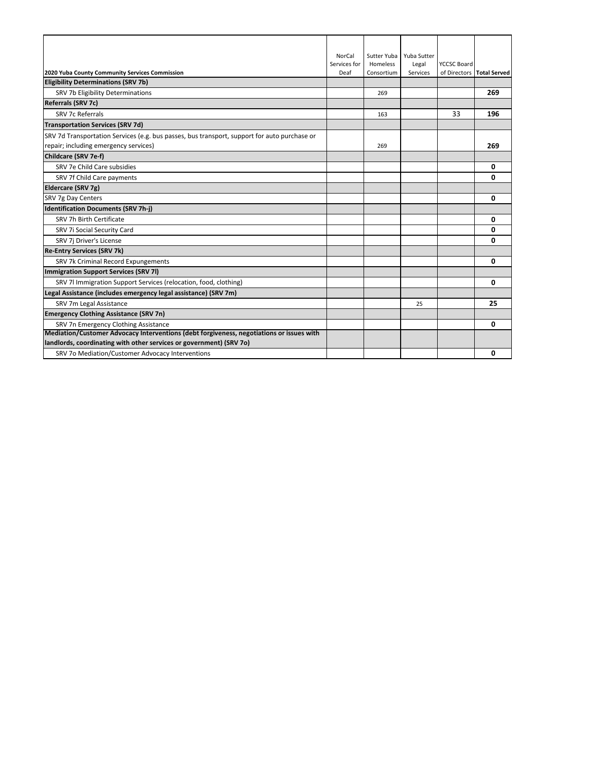| 2020 Yuba County Community Services Commission | NorCal Services for Deaf | Sutter Yuba Homeless Consortium | Yuba Sutter Legal Services | YCCSC Board of Directors | Total Served |
|---|---|---|---|---|---|
| **Eligibility Determinations (SRV 7b)** | | | | | |
| SRV 7b Eligibility Determinations | | 269 | | | **269** |
| **Referrals (SRV 7c)** | | | | | |
| SRV 7c Referrals | | 163 | | 33 | **196** |
| **Transportation Services (SRV 7d)** | | | | | |
| SRV 7d Transportation Services (e.g. bus passes, bus transport, support for auto purchase or repair; including emergency services) | | 269 | | | **269** |
| **Childcare (SRV 7e-f)** | | | | | |
| SRV 7e Child Care subsidies | | | | | **0** |
| SRV 7f Child Care payments | | | | | **0** |
| **Eldercare (SRV 7g)** | | | | | |
| SRV 7g Day Centers | | | | | **0** |
| **Identification Documents (SRV 7h-j)** | | | | | |
| SRV 7h Birth Certificate | | | | | **0** |
| SRV 7i Social Security Card | | | | | **0** |
| SRV 7j Driver's License | | | | | **0** |
| **Re-Entry Services (SRV 7k)** | | | | | |
| SRV 7k Criminal Record Expungements | | | | | **0** |
| **Immigration Support Services (SRV 7l)** | | | | | |
| SRV 7l Immigration Support Services (relocation, food, clothing) | | | | | **0** |
| **Legal Assistance (includes emergency legal assistance) (SRV 7m)** | | | | | |
| SRV 7m Legal Assistance | | | 25 | | **25** |
| **Emergency Clothing Assistance (SRV 7n)** | | | | | |
| SRV 7n Emergency Clothing Assistance | | | | | **0** |
| **Mediation/Customer Advocacy Interventions (debt forgiveness, negotiations or issues with landlords, coordinating with other services or government) (SRV 7o)** | | | | | |
| SRV 7o Mediation/Customer Advocacy Interventions | | | | | **0** |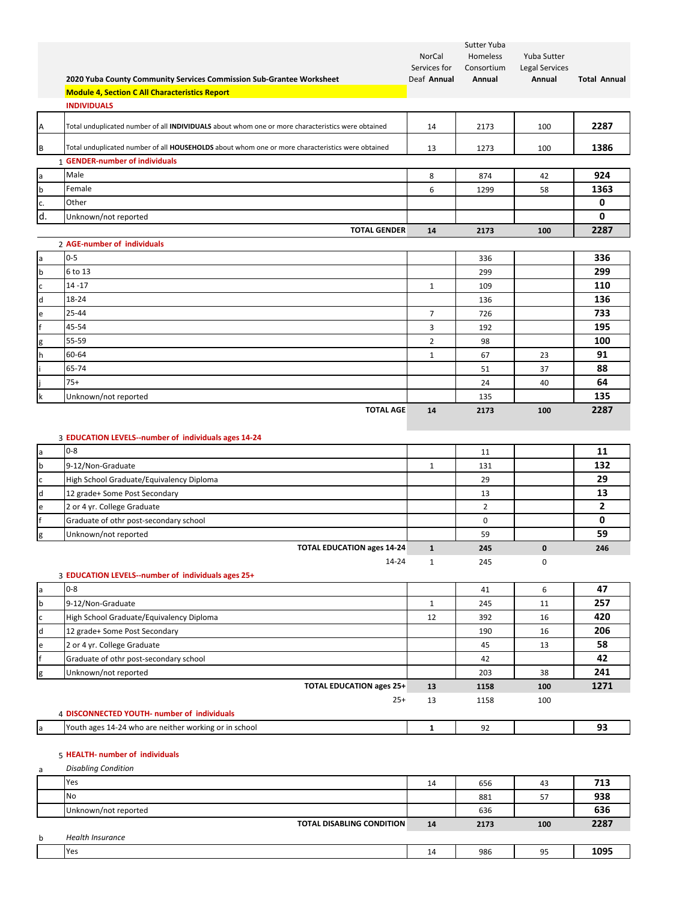## 2020 Yuba County Community Services Commission Sub-Grantee Worksheet

**Module 4, Section C All Characteristics Report**

**INDIVIDUALS**

| | | NorCal Services for Deaf **Annual** | Sutter Yuba Homeless Consortium **Annual** | Yuba Sutter Legal Services **Annual** | **Total Annual** |
|---|---|---|---|---|---|
| A | Total unduplicated number of all **INDIVIDUALS** about whom one or more characteristics were obtained | 14 | 2173 | 100 | **2287** |
| B | Total unduplicated number of all **HOUSEHOLDS** about whom one or more characteristics were obtained | 13 | 1273 | 100 | **1386** |
| 1 | **GENDER-number of individuals** | | | | |
| a | Male | 8 | 874 | 42 | **924** |
| b | Female | 6 | 1299 | 58 | **1363** |
| c. | Other | | | | **0** |
| d. | Unknown/not reported | | | | **0** |
| | **TOTAL GENDER** | **14** | **2173** | **100** | **2287** |
| 2 | **AGE-number of individuals** | | | | |
| a | 0-5 | | 336 | | **336** |
| b | 6 to 13 | | 299 | | **299** |
| c | 14 -17 | 1 | 109 | | **110** |
| d | 18-24 | | 136 | | **136** |
| e | 25-44 | 7 | 726 | | **733** |
| f | 45-54 | 3 | 192 | | **195** |
| g | 55-59 | 2 | 98 | | **100** |
| h | 60-64 | 1 | 67 | 23 | **91** |
| i | 65-74 | | 51 | 37 | **88** |
| j | 75+ | | 24 | 40 | **64** |
| k | Unknown/not reported | | 135 | | **135** |
| | **TOTAL AGE** | **14** | **2173** | **100** | **2287** |
| 3 | **EDUCATION LEVELS--number of individuals ages 14-24** | | | | |
| a | 0-8 | | 11 | | **11** |
| b | 9-12/Non-Graduate | 1 | 131 | | **132** |
| c | High School Graduate/Equivalency Diploma | | 29 | | **29** |
| d | 12 grade+ Some Post Secondary | | 13 | | **13** |
| e | 2 or 4 yr. College Graduate | | 2 | | **2** |
| f | Graduate of othr post-secondary school | | 0 | | **0** |
| g | Unknown/not reported | | 59 | | **59** |
| | **TOTAL EDUCATION ages 14-24** | **1** | **245** | **0** | **246** |
| | 14-24 | 1 | 245 | 0 | |
| 3 | **EDUCATION LEVELS--number of individuals ages 25+** | | | | |
| a | 0-8 | | 41 | 6 | **47** |
| b | 9-12/Non-Graduate | 1 | 245 | 11 | **257** |
| c | High School Graduate/Equivalency Diploma | 12 | 392 | 16 | **420** |
| d | 12 grade+ Some Post Secondary | | 190 | 16 | **206** |
| e | 2 or 4 yr. College Graduate | | 45 | 13 | **58** |
| f | Graduate of othr post-secondary school | | 42 | | **42** |
| g | Unknown/not reported | | 203 | 38 | **241** |
| | **TOTAL EDUCATION ages 25+** | **13** | **1158** | **100** | **1271** |
| | 25+ | 13 | 1158 | 100 | |
| 4 | **DISCONNECTED YOUTH- number of individuals** | | | | |
| a | Youth ages 14-24 who are neither working or in school | **1** | 92 | | **93** |
| 5 | **HEALTH- number of individuals** | | | | |
| a | *Disabling Condition* | | | | |
| | Yes | 14 | 656 | 43 | **713** |
| | No | | 881 | 57 | **938** |
| | Unknown/not reported | | 636 | | **636** |
| | **TOTAL DISABLING CONDITION** | **14** | **2173** | **100** | **2287** |
| b | *Health Insurance* | | | | |
| | Yes | 14 | 986 | 95 | **1095** |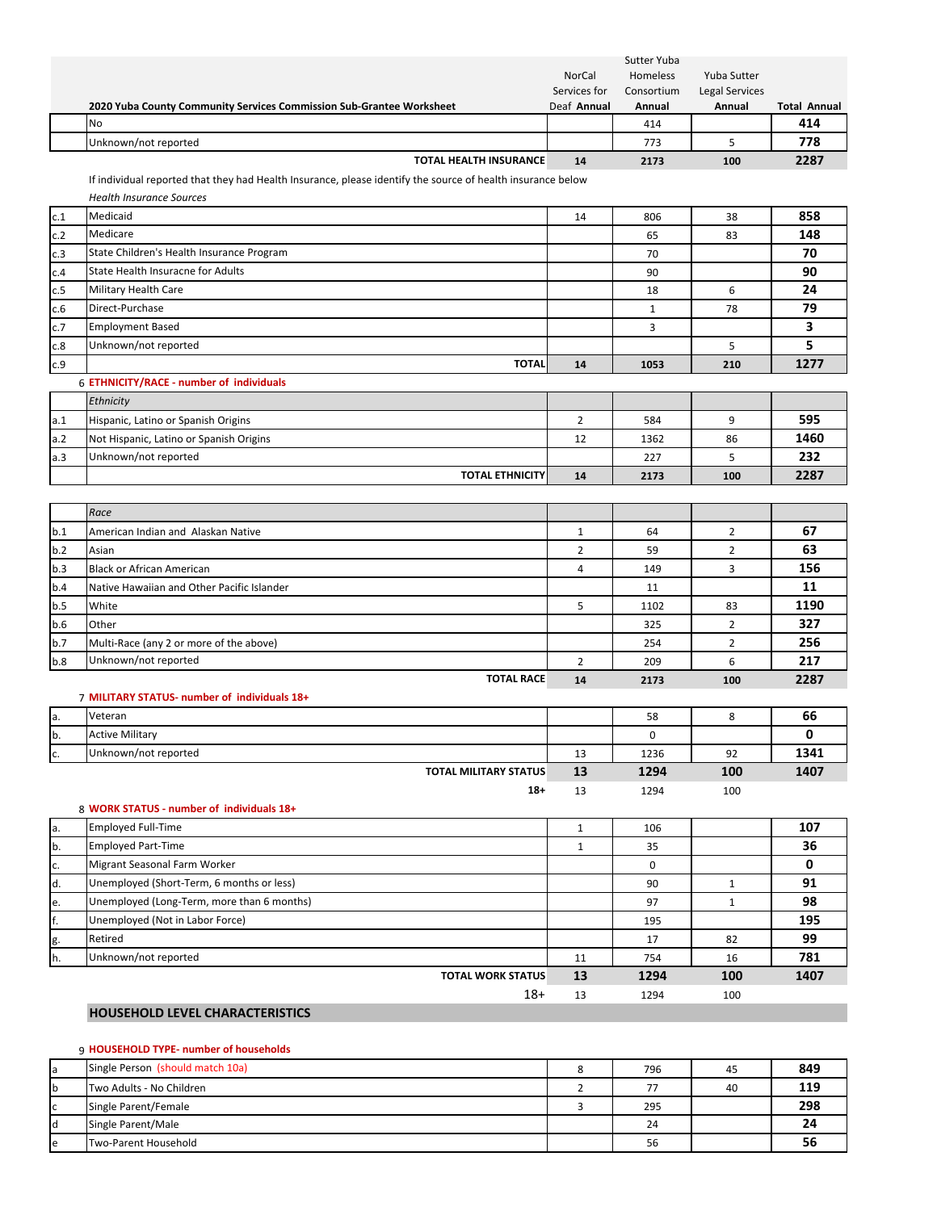| | 2020 Yuba County Community Services Commission Sub-Grantee Worksheet | NorCal Services for Deaf Annual | Sutter Yuba Homeless Consortium Annual | Yuba Sutter Legal Services Annual | Total Annual |
|---|---|---|---|---|---|
| | No | | 414 | | **414** |
| | Unknown/not reported | | 773 | 5 | **778** |
| | **TOTAL HEALTH INSURANCE** | **14** | **2173** | **100** | **2287** |
| | If individual reported that they had Health Insurance, please identify the source of health insurance below | | | | |
| | *Health Insurance Sources* | | | | |
| c.1 | Medicaid | 14 | 806 | 38 | **858** |
| c.2 | Medicare | | 65 | 83 | **148** |
| c.3 | State Children's Health Insurance Program | | 70 | | **70** |
| c.4 | State Health Insuracne for Adults | | 90 | | **90** |
| c.5 | Military Health Care | | 18 | 6 | **24** |
| c.6 | Direct-Purchase | | 1 | 78 | **79** |
| c.7 | Employment Based | | 3 | | **3** |
| c.8 | Unknown/not reported | | | 5 | **5** |
| c.9 | **TOTAL** | **14** | **1053** | **210** | **1277** |
| 6 | **ETHNICITY/RACE - number of individuals** | | | | |
| | *Ethnicity* | | | | |
| a.1 | Hispanic, Latino or Spanish Origins | 2 | 584 | 9 | **595** |
| a.2 | Not Hispanic, Latino or Spanish Origins | 12 | 1362 | 86 | **1460** |
| a.3 | Unknown/not reported | | 227 | 5 | **232** |
| | **TOTAL ETHNICITY** | **14** | **2173** | **100** | **2287** |
| | *Race* | | | | |
| b.1 | American Indian and Alaskan Native | 1 | 64 | 2 | **67** |
| b.2 | Asian | 2 | 59 | 2 | **63** |
| b.3 | Black or African American | 4 | 149 | 3 | **156** |
| b.4 | Native Hawaiian and Other Pacific Islander | | 11 | | **11** |
| b.5 | White | 5 | 1102 | 83 | **1190** |
| b.6 | Other | | 325 | 2 | **327** |
| b.7 | Multi-Race (any 2 or more of the above) | | 254 | 2 | **256** |
| b.8 | Unknown/not reported | 2 | 209 | 6 | **217** |
| | **TOTAL RACE** | **14** | **2173** | **100** | **2287** |
| 7 | **MILITARY STATUS- number of individuals 18+** | | | | |
| a. | Veteran | | 58 | 8 | **66** |
| b. | Active Military | | 0 | | **0** |
| c. | Unknown/not reported | 13 | 1236 | 92 | **1341** |
| | **TOTAL MILITARY STATUS** | **13** | **1294** | **100** | **1407** |
| | **18+** | 13 | 1294 | 100 | |
| 8 | **WORK STATUS - number of individuals 18+** | | | | |
| a. | Employed Full-Time | 1 | 106 | | **107** |
| b. | Employed Part-Time | 1 | 35 | | **36** |
| c. | Migrant Seasonal Farm Worker | | 0 | | **0** |
| d. | Unemployed (Short-Term, 6 months or less) | | 90 | 1 | **91** |
| e. | Unemployed (Long-Term, more than 6 months) | | 97 | 1 | **98** |
| f. | Unemployed (Not in Labor Force) | | 195 | | **195** |
| g. | Retired | | 17 | 82 | **99** |
| h. | Unknown/not reported | 11 | 754 | 16 | **781** |
| | **TOTAL WORK STATUS** | **13** | **1294** | **100** | **1407** |
| | 18+ | 13 | 1294 | 100 | |
| | **HOUSEHOLD LEVEL CHARACTERISTICS** | | | | |
| 9 | **HOUSEHOLD TYPE- number of households** | | | | |
| a | Single Person (should match 10a) | 8 | 796 | 45 | **849** |
| b | Two Adults - No Children | 2 | 77 | 40 | **119** |
| c | Single Parent/Female | 3 | 295 | | **298** |
| d | Single Parent/Male | | 24 | | **24** |
| e | Two-Parent Household | | 56 | | **56** |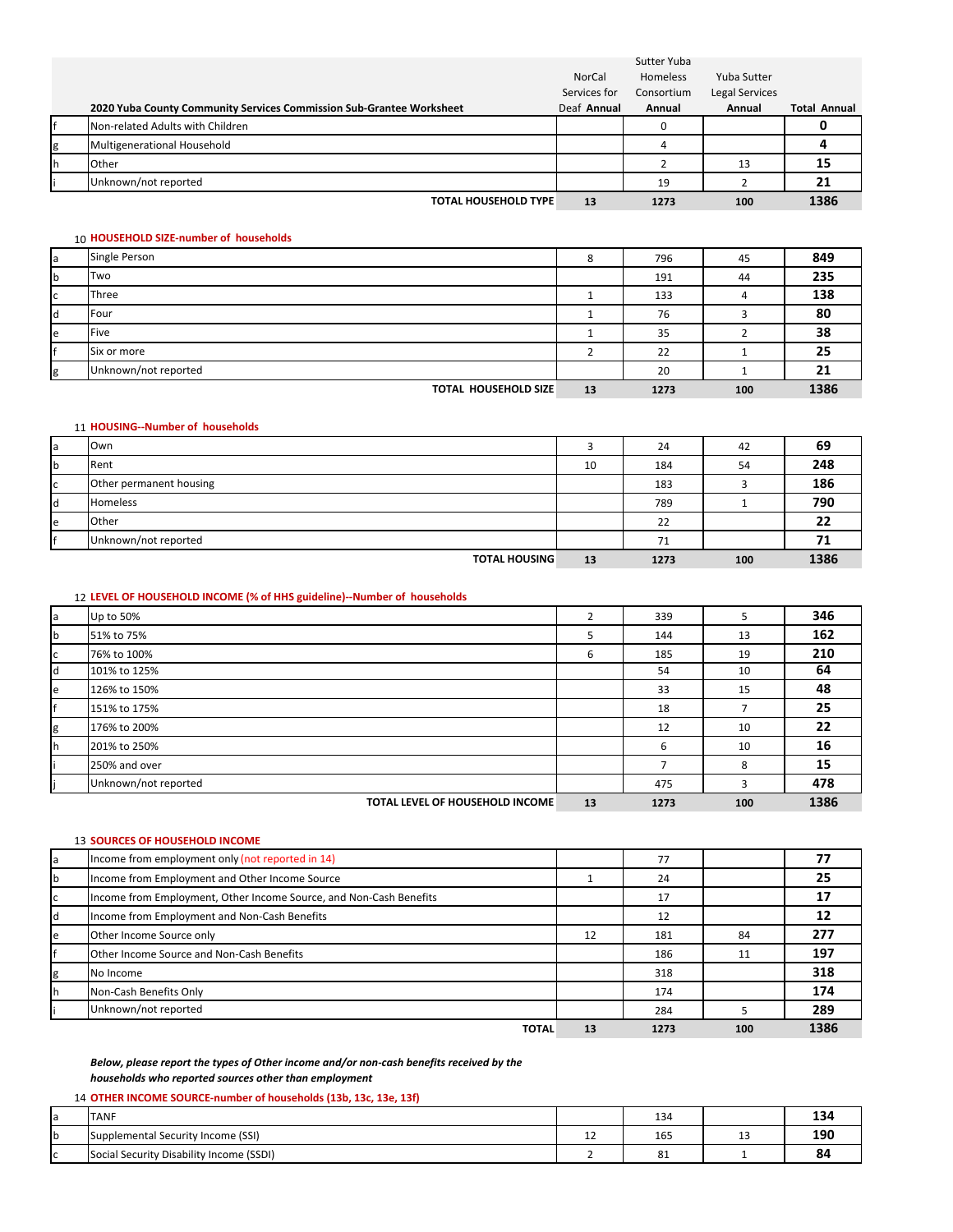| | 2020 Yuba County Community Services Commission Sub-Grantee Worksheet | NorCal Services for Deaf Annual | Sutter Yuba Homeless Consortium Annual | Yuba Sutter Legal Services Annual | Total Annual |
|---|---|---|---|---|---|
| f | Non-related Adults with Children | | 0 | | **0** |
| g | Multigenerational Household | | 4 | | **4** |
| h | Other | | 2 | 13 | **15** |
| i | Unknown/not reported | | 19 | 2 | **21** |
| | **TOTAL HOUSEHOLD TYPE** | **13** | **1273** | **100** | **1386** |

10 **HOUSEHOLD SIZE-number of households**

| | | | | | |
|---|---|---|---|---|---|
| a | Single Person | 8 | 796 | 45 | **849** |
| b | Two | | 191 | 44 | **235** |
| c | Three | 1 | 133 | 4 | **138** |
| d | Four | 1 | 76 | 3 | **80** |
| e | Five | 1 | 35 | 2 | **38** |
| f | Six or more | 2 | 22 | 1 | **25** |
| g | Unknown/not reported | | 20 | 1 | **21** |
| | **TOTAL HOUSEHOLD SIZE** | **13** | **1273** | **100** | **1386** |

11 **HOUSING--Number of households**

| | | | | | |
|---|---|---|---|---|---|
| a | Own | 3 | 24 | 42 | **69** |
| b | Rent | 10 | 184 | 54 | **248** |
| c | Other permanent housing | | 183 | 3 | **186** |
| d | Homeless | | 789 | 1 | **790** |
| e | Other | | 22 | | **22** |
| f | Unknown/not reported | | 71 | | **71** |
| | **TOTAL HOUSING** | **13** | **1273** | **100** | **1386** |

12 **LEVEL OF HOUSEHOLD INCOME (% of HHS guideline)--Number of households**

| | | | | | |
|---|---|---|---|---|---|
| a | Up to 50% | 2 | 339 | 5 | **346** |
| b | 51% to 75% | 5 | 144 | 13 | **162** |
| c | 76% to 100% | 6 | 185 | 19 | **210** |
| d | 101% to 125% | | 54 | 10 | **64** |
| e | 126% to 150% | | 33 | 15 | **48** |
| f | 151% to 175% | | 18 | 7 | **25** |
| g | 176% to 200% | | 12 | 10 | **22** |
| h | 201% to 250% | | 6 | 10 | **16** |
| i | 250% and over | | 7 | 8 | **15** |
| j | Unknown/not reported | | 475 | 3 | **478** |
| | **TOTAL LEVEL OF HOUSEHOLD INCOME** | **13** | **1273** | **100** | **1386** |

13 **SOURCES OF HOUSEHOLD INCOME**

| | | | | | |
|---|---|---|---|---|---|
| a | Income from employment only (not reported in 14) | | 77 | | **77** |
| b | Income from Employment and Other Income Source | 1 | 24 | | **25** |
| c | Income from Employment, Other Income Source, and Non-Cash Benefits | | 17 | | **17** |
| d | Income from Employment and Non-Cash Benefits | | 12 | | **12** |
| e | Other Income Source only | 12 | 181 | 84 | **277** |
| f | Other Income Source and Non-Cash Benefits | | 186 | 11 | **197** |
| g | No Income | | 318 | | **318** |
| h | Non-Cash Benefits Only | | 174 | | **174** |
| i | Unknown/not reported | | 284 | 5 | **289** |
| | **TOTAL** | **13** | **1273** | **100** | **1386** |

***Below, please report the types of Other income and/or non-cash benefits received by the households who reported sources other than employment***

14 **OTHER INCOME SOURCE-number of households (13b, 13c, 13e, 13f)**

| | | | | | |
|---|---|---|---|---|---|
| a | TANF | | 134 | | **134** |
| b | Supplemental Security Income (SSI) | 12 | 165 | 13 | **190** |
| c | Social Security Disability Income (SSDI) | 2 | 81 | 1 | **84** |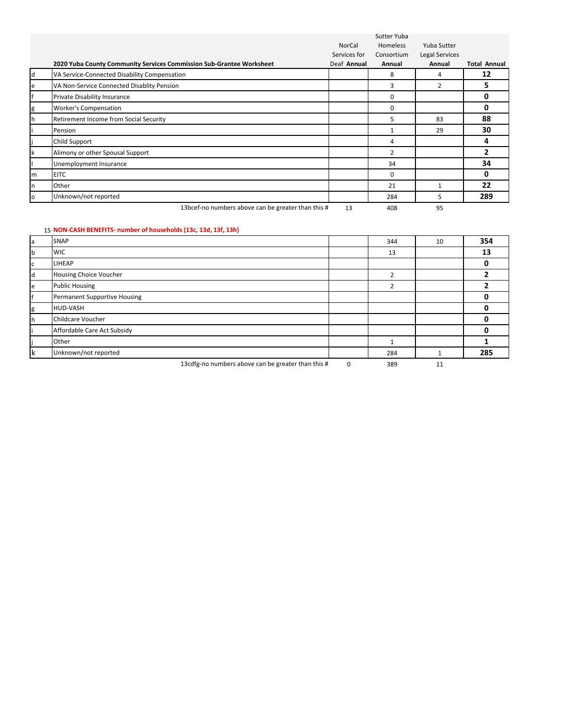| | 2020 Yuba County Community Services Commission Sub-Grantee Worksheet | NorCal Services for Deaf **Annual** | Sutter Yuba Homeless Consortium **Annual** | Yuba Sutter Legal Services **Annual** | **Total Annual** |
|---|---|---|---|---|---|
| d | VA Service-Connected Disability Compensation | | 8 | 4 | **12** |
| e | VA Non-Service Connected Disablity Pension | | 3 | 2 | **5** |
| f | Private Disability Insurance | | 0 | | **0** |
| g | Worker's Compensation | | 0 | | **0** |
| h | Retirement Income from Social Security | | 5 | 83 | **88** |
| i | Pension | | 1 | 29 | **30** |
| j | Child Support | | 4 | | **4** |
| k | Alimony or other Spousal Support | | 2 | | **2** |
| l | Unemployment Insurance | | 34 | | **34** |
| m | EITC | | 0 | | **0** |
| n | Other | | 21 | 1 | **22** |
| o | Unknown/not reported | | 284 | 5 | **289** |
| | 13bcef-no numbers above can be greater than this # | 13 | 408 | 95 | |

15 **NON-CASH BENEFITS- number of households (13c, 13d, 13f, 13h)**

| | | | | | |
|---|---|---|---|---|---|
| a | SNAP | | 344 | 10 | **354** |
| b | WIC | | 13 | | **13** |
| c | LIHEAP | | | | **0** |
| d | Housing Choice Voucher | | 2 | | **2** |
| e | Public Housing | | 2 | | **2** |
| f | Permanent Supportive Housing | | | | **0** |
| g | HUD-VASH | | | | **0** |
| h | Childcare Voucher | | | | **0** |
| i | Affordable Care Act Subsidy | | | | **0** |
| j | Other | | 1 | | **1** |
| k | Unknown/not reported | | 284 | 1 | **285** |
| | 13cdfg-no numbers above can be greater than this # | 0 | 389 | 11 | |